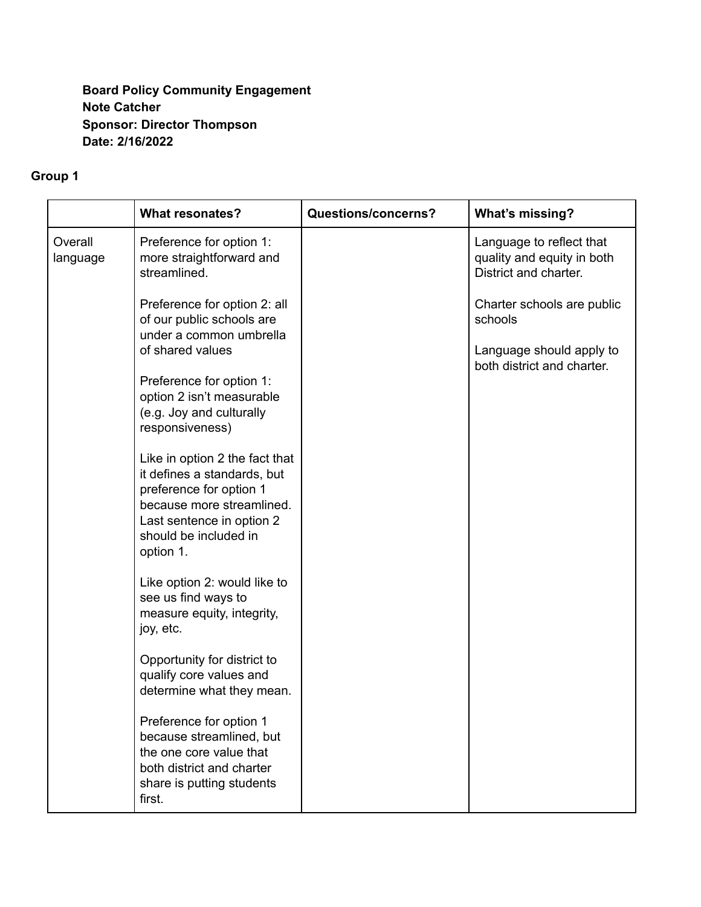**Board Policy Community Engagement**
**Note Catcher**
**Sponsor: Director Thompson**
**Date: 2/16/2022**

**Group 1**

| | What resonates? | Questions/concerns? | What's missing? |
|---|---|---|---|
| Overall language | Preference for option 1: more straightforward and streamlined.<br><br>Preference for option 2: all of our public schools are under a common umbrella of shared values<br><br>Preference for option 1: option 2 isn't measurable (e.g. Joy and culturally responsiveness)<br><br>Like in option 2 the fact that it defines a standards, but preference for option 1 because more streamlined. Last sentence in option 2 should be included in option 1.<br><br>Like option 2: would like to see us find ways to measure equity, integrity, joy, etc.<br><br>Opportunity for district to qualify core values and determine what they mean.<br><br>Preference for option 1 because streamlined, but the one core value that both district and charter share is putting students first. | | Language to reflect that quality and equity in both District and charter.<br><br>Charter schools are public schools<br><br>Language should apply to both district and charter. |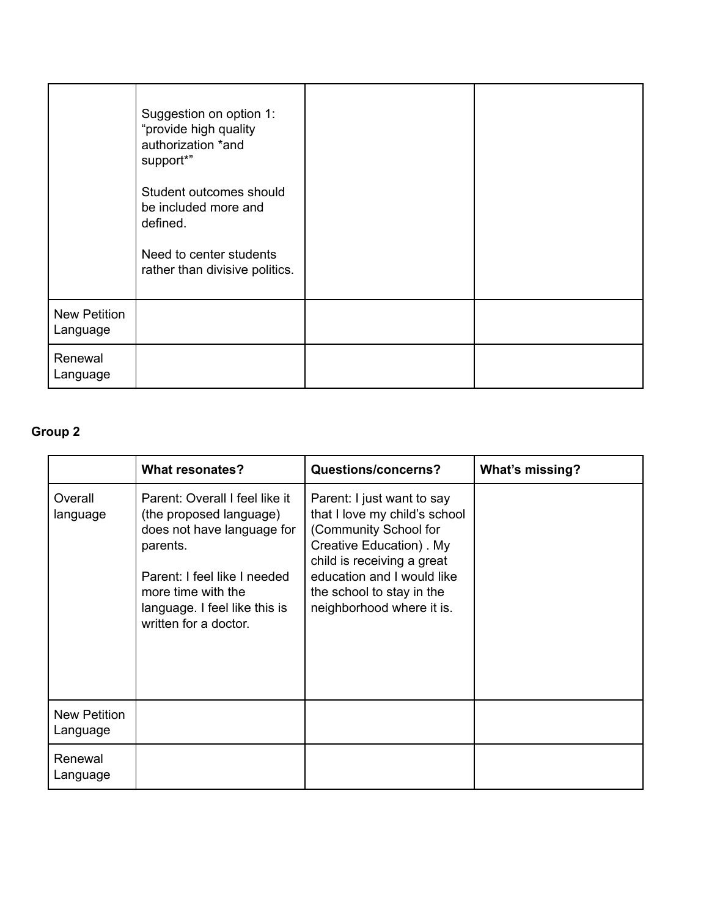| | | | |
|---|---|---|---|
| | Suggestion on option 1: "provide high quality authorization *and support*"<br><br>Student outcomes should be included more and defined.<br><br>Need to center students rather than divisive politics. | | |
| New Petition Language | | | |
| Renewal Language | | | |

**Group 2**

| | What resonates? | Questions/concerns? | What's missing? |
|---|---|---|---|
| Overall language | Parent: Overall I feel like it (the proposed language) does not have language for parents.<br><br>Parent: I feel like I needed more time with the language. I feel like this is written for a doctor. | Parent: I just want to say that I love my child's school (Community School for Creative Education) . My child is receiving a great education and I would like the school to stay in the neighborhood where it is. | |
| New Petition Language | | | |
| Renewal Language | | | |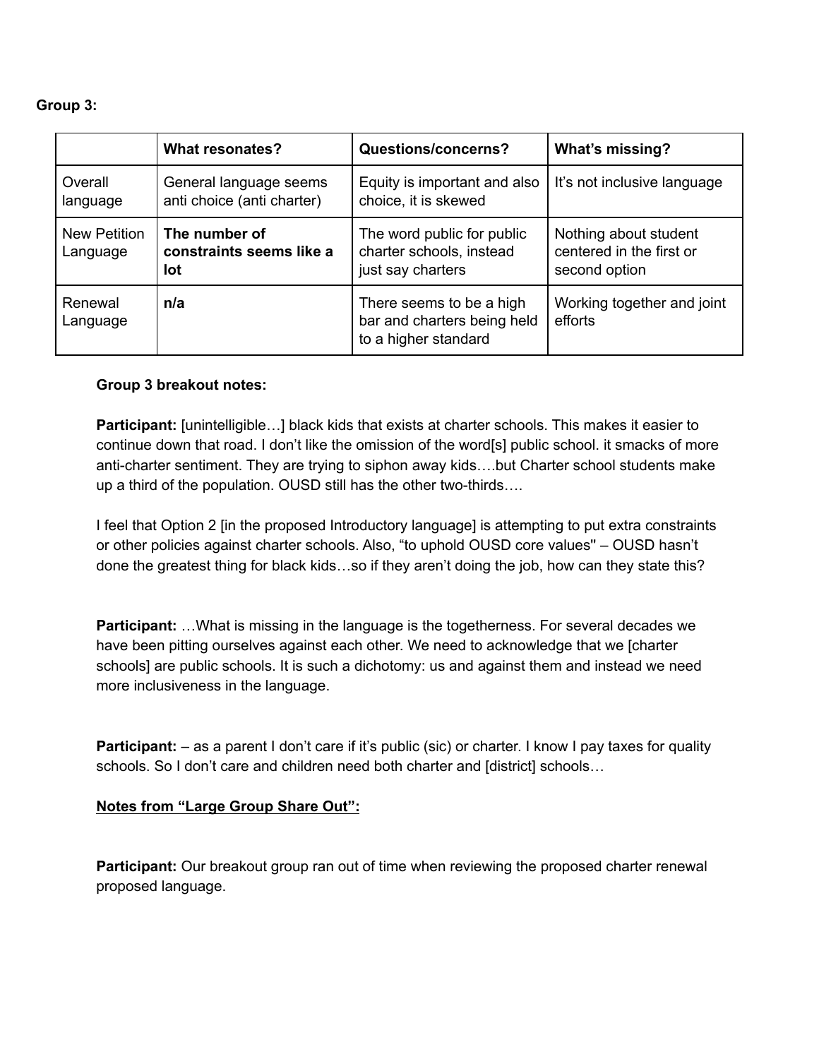**Group 3:**

| | What resonates? | Questions/concerns? | What's missing? |
|---|---|---|---|
| Overall language | General language seems anti choice (anti charter) | Equity is important and also choice, it is skewed | It's not inclusive language |
| New Petition Language | **The number of constraints seems like a lot** | The word public for public charter schools, instead just say charters | Nothing about student centered in the first or second option |
| Renewal Language | **n/a** | There seems to be a high bar and charters being held to a higher standard | Working together and joint efforts |

**Group 3 breakout notes:**

**Participant:** [unintelligible…] black kids that exists at charter schools. This makes it easier to continue down that road. I don't like the omission of the word[s] public school. it smacks of more anti-charter sentiment. They are trying to siphon away kids….but Charter school students make up a third of the population. OUSD still has the other two-thirds….

I feel that Option 2 [in the proposed Introductory language] is attempting to put extra constraints or other policies against charter schools. Also, "to uphold OUSD core values" – OUSD hasn't done the greatest thing for black kids…so if they aren't doing the job, how can they state this?

**Participant:** …What is missing in the language is the togetherness. For several decades we have been pitting ourselves against each other. We need to acknowledge that we [charter schools] are public schools. It is such a dichotomy: us and against them and instead we need more inclusiveness in the language.

**Participant:** – as a parent I don't care if it's public (sic) or charter. I know I pay taxes for quality schools. So I don't care and children need both charter and [district] schools…

**<u>Notes from "Large Group Share Out":</u>**

**Participant:** Our breakout group ran out of time when reviewing the proposed charter renewal proposed language.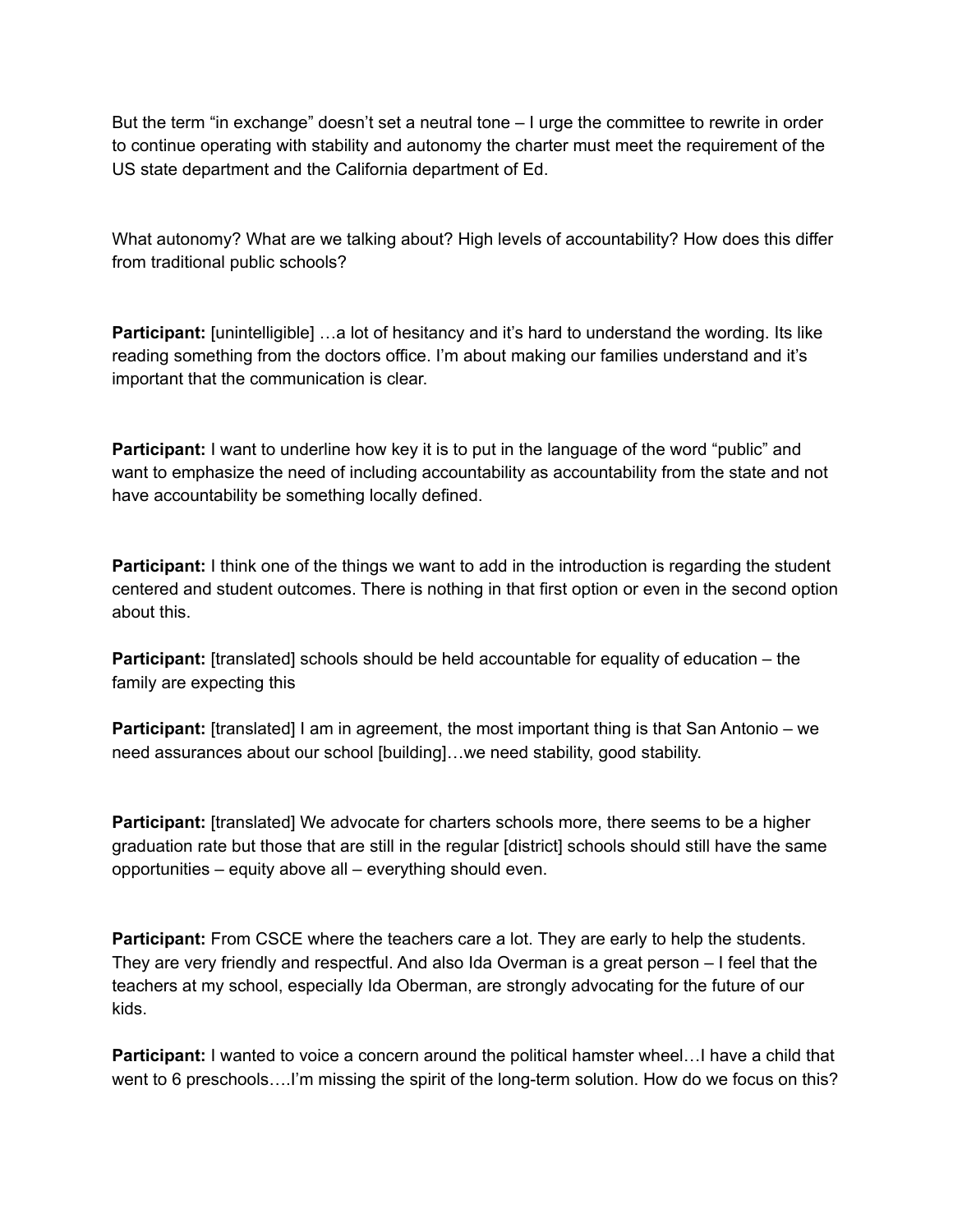But the term "in exchange" doesn't set a neutral tone – I urge the committee to rewrite in order to continue operating with stability and autonomy the charter must meet the requirement of the US state department and the California department of Ed.

What autonomy? What are we talking about? High levels of accountability? How does this differ from traditional public schools?

**Participant:** [unintelligible] …a lot of hesitancy and it's hard to understand the wording. Its like reading something from the doctors office. I'm about making our families understand and it's important that the communication is clear.

**Participant:** I want to underline how key it is to put in the language of the word "public" and want to emphasize the need of including accountability as accountability from the state and not have accountability be something locally defined.

**Participant:** I think one of the things we want to add in the introduction is regarding the student centered and student outcomes. There is nothing in that first option or even in the second option about this.

**Participant:** [translated] schools should be held accountable for equality of education – the family are expecting this

**Participant:** [translated] I am in agreement, the most important thing is that San Antonio – we need assurances about our school [building]…we need stability, good stability.

**Participant:** [translated] We advocate for charters schools more, there seems to be a higher graduation rate but those that are still in the regular [district] schools should still have the same opportunities – equity above all – everything should even.

**Participant:** From CSCE where the teachers care a lot. They are early to help the students. They are very friendly and respectful. And also Ida Overman is a great person – I feel that the teachers at my school, especially Ida Oberman, are strongly advocating for the future of our kids.

**Participant:** I wanted to voice a concern around the political hamster wheel…I have a child that went to 6 preschools….I'm missing the spirit of the long-term solution. How do we focus on this?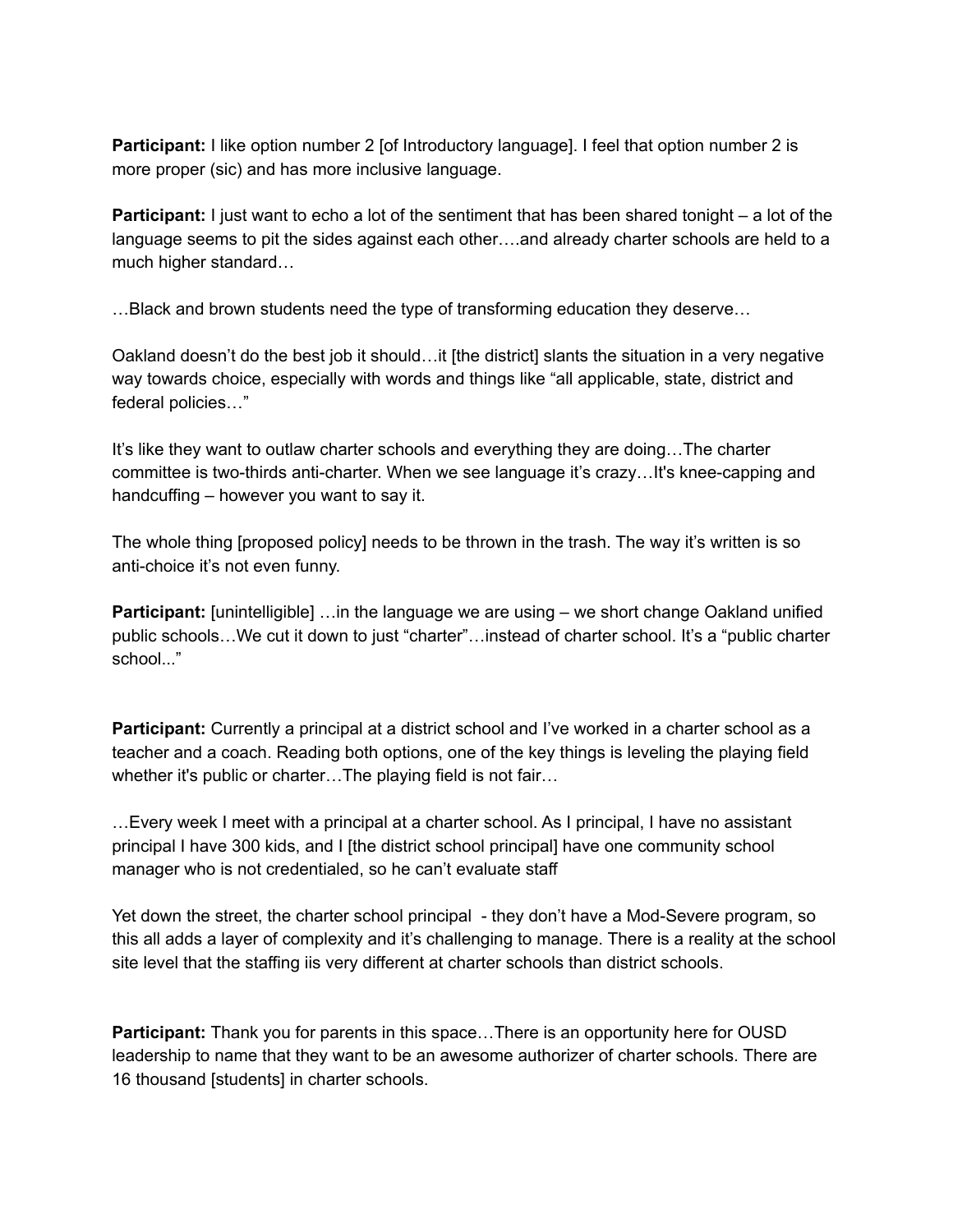**Participant:** I like option number 2 [of Introductory language]. I feel that option number 2 is more proper (sic) and has more inclusive language.

**Participant:** I just want to echo a lot of the sentiment that has been shared tonight – a lot of the language seems to pit the sides against each other….and already charter schools are held to a much higher standard…

…Black and brown students need the type of transforming education they deserve…

Oakland doesn't do the best job it should…it [the district] slants the situation in a very negative way towards choice, especially with words and things like "all applicable, state, district and federal policies…"

It's like they want to outlaw charter schools and everything they are doing…The charter committee is two-thirds anti-charter. When we see language it's crazy…It's knee-capping and handcuffing – however you want to say it.

The whole thing [proposed policy] needs to be thrown in the trash. The way it's written is so anti-choice it's not even funny.

**Participant:** [unintelligible] …in the language we are using – we short change Oakland unified public schools…We cut it down to just "charter"…instead of charter school. It's a "public charter school..."

**Participant:** Currently a principal at a district school and I've worked in a charter school as a teacher and a coach. Reading both options, one of the key things is leveling the playing field whether it's public or charter…The playing field is not fair…

…Every week I meet with a principal at a charter school. As I principal, I have no assistant principal I have 300 kids, and I [the district school principal] have one community school manager who is not credentialed, so he can't evaluate staff

Yet down the street, the charter school principal - they don't have a Mod-Severe program, so this all adds a layer of complexity and it's challenging to manage. There is a reality at the school site level that the staffing iis very different at charter schools than district schools.

**Participant:** Thank you for parents in this space…There is an opportunity here for OUSD leadership to name that they want to be an awesome authorizer of charter schools. There are 16 thousand [students] in charter schools.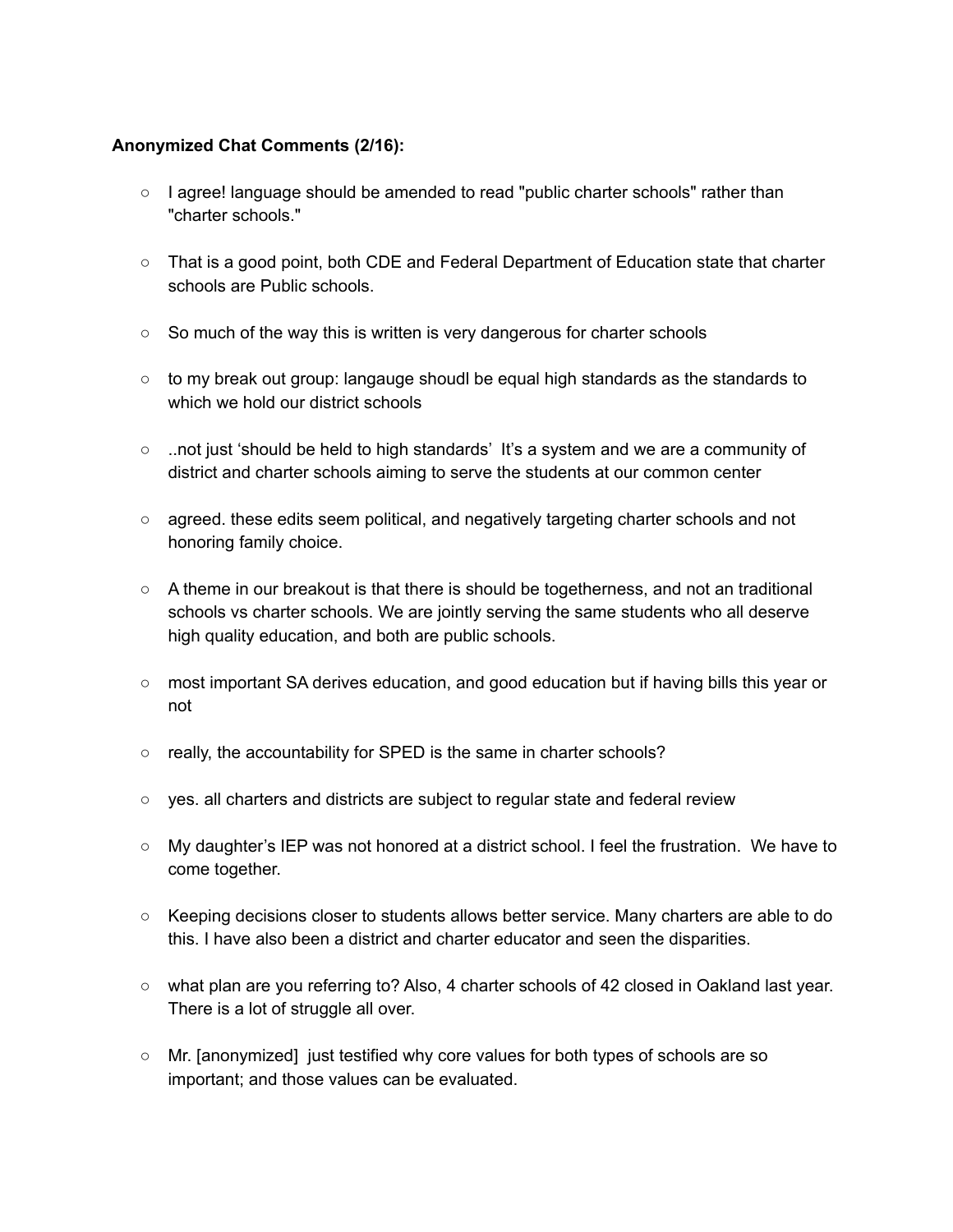**Anonymized Chat Comments (2/16):**

- I agree! language should be amended to read "public charter schools" rather than "charter schools."
- That is a good point, both CDE and Federal Department of Education state that charter schools are Public schools.
- So much of the way this is written is very dangerous for charter schools
- to my break out group: langauge shoudl be equal high standards as the standards to which we hold our district schools
- ..not just 'should be held to high standards' It's a system and we are a community of district and charter schools aiming to serve the students at our common center
- agreed. these edits seem political, and negatively targeting charter schools and not honoring family choice.
- A theme in our breakout is that there is should be togetherness, and not an traditional schools vs charter schools. We are jointly serving the same students who all deserve high quality education, and both are public schools.
- most important SA derives education, and good education but if having bills this year or not
- really, the accountability for SPED is the same in charter schools?
- yes. all charters and districts are subject to regular state and federal review
- My daughter's IEP was not honored at a district school. I feel the frustration. We have to come together.
- Keeping decisions closer to students allows better service. Many charters are able to do this. I have also been a district and charter educator and seen the disparities.
- what plan are you referring to? Also, 4 charter schools of 42 closed in Oakland last year. There is a lot of struggle all over.
- Mr. [anonymized] just testified why core values for both types of schools are so important; and those values can be evaluated.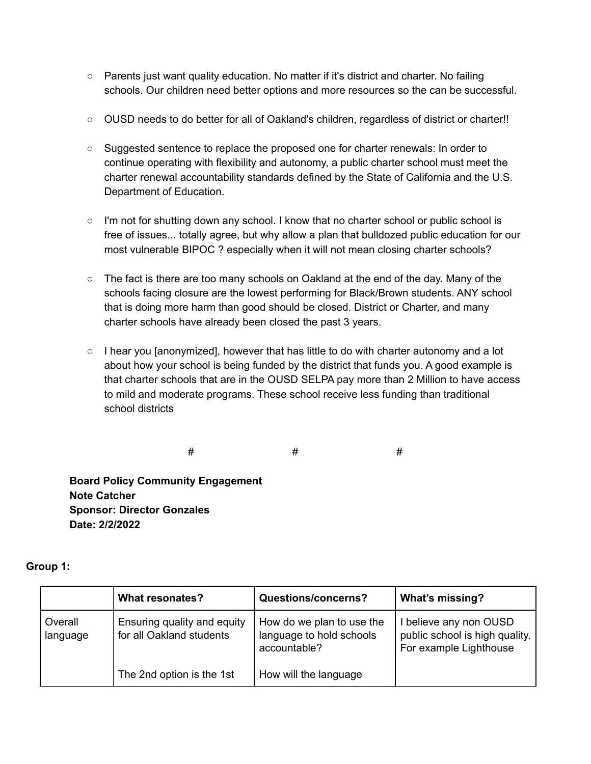- Parents just want quality education. No matter if it's district and charter. No failing schools. Our children need better options and more resources so the can be successful.

- OUSD needs to do better for all of Oakland's children, regardless of district or charter!!

- Suggested sentence to replace the proposed one for charter renewals: In order to continue operating with flexibility and autonomy, a public charter school must meet the charter renewal accountability standards defined by the State of California and the U.S. Department of Education.

- I'm not for shutting down any school. I know that no charter school or public school is free of issues... totally agree, but why allow a plan that bulldozed public education for our most vulnerable BIPOC ? especially when it will not mean closing charter schools?

- The fact is there are too many schools on Oakland at the end of the day. Many of the schools facing closure are the lowest performing for Black/Brown students. ANY school that is doing more harm than good should be closed. District or Charter, and many charter schools have already been closed the past 3 years.

- I hear you [anonymized], however that has little to do with charter autonomy and a lot about how your school is being funded by the district that funds you. A good example is that charter schools that are in the OUSD SELPA pay more than 2 Million to have access to mild and moderate programs. These school receive less funding than traditional school districts

# # #

**Board Policy Community Engagement**
**Note Catcher**
**Sponsor: Director Gonzales**
**Date: 2/2/2022**

**Group 1:**

| | What resonates? | Questions/concerns? | What's missing? |
|---|---|---|---|
| Overall language | Ensuring quality and equity for all Oakland students<br><br>The 2nd option is the 1st | How do we plan to use the language to hold schools accountable?<br><br>How will the language | I believe any non OUSD public school is high quality. For example Lighthouse |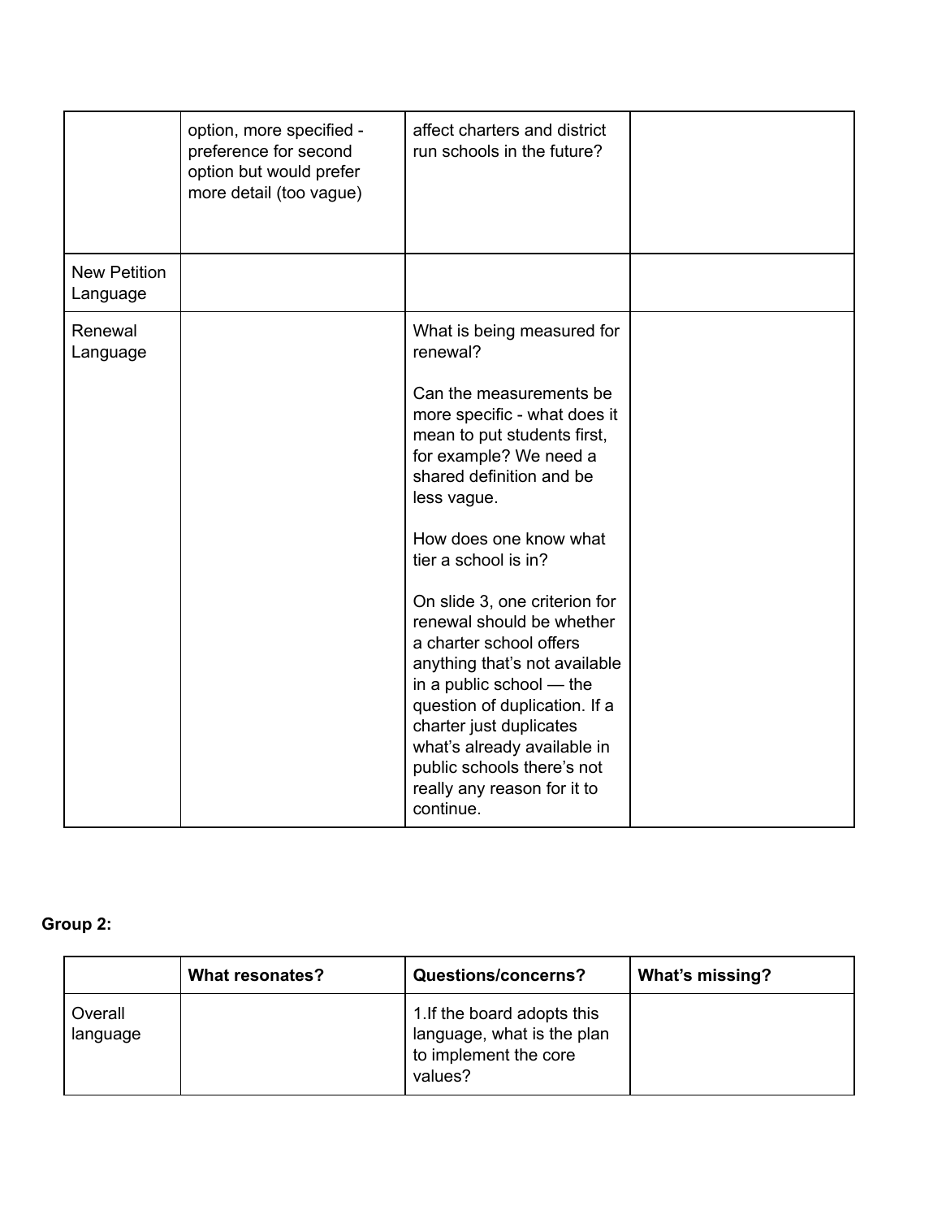| | | | |
|---|---|---|---|
| | option, more specified - preference for second option but would prefer more detail (too vague) | affect charters and district run schools in the future? | |
| New Petition Language | | | |
| Renewal Language | | What is being measured for renewal?<br><br>Can the measurements be more specific - what does it mean to put students first, for example? We need a shared definition and be less vague.<br><br>How does one know what tier a school is in?<br><br>On slide 3, one criterion for renewal should be whether a charter school offers anything that's not available in a public school — the question of duplication. If a charter just duplicates what's already available in public schools there's not really any reason for it to continue. | |

**Group 2:**

| | What resonates? | Questions/concerns? | What's missing? |
|---|---|---|---|
| Overall language | | 1.If the board adopts this language, what is the plan to implement the core values? | |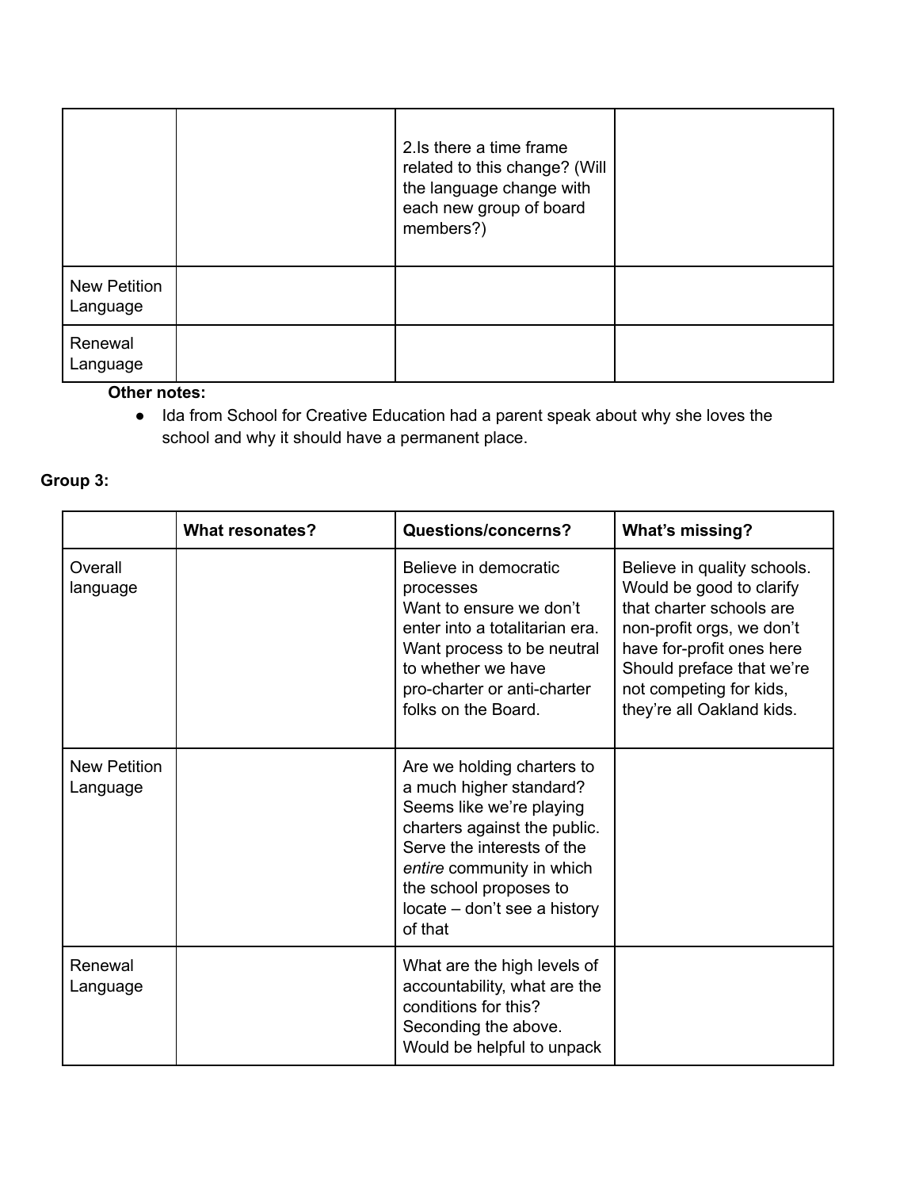| | | | |
|---|---|---|---|
| | | 2.Is there a time frame related to this change? (Will the language change with each new group of board members?) | |
| New Petition Language | | | |
| Renewal Language | | | |

**Other notes:**

- Ida from School for Creative Education had a parent speak about why she loves the school and why it should have a permanent place.

**Group 3:**

| | What resonates? | Questions/concerns? | What's missing? |
|---|---|---|---|
| Overall language | | Believe in democratic processes<br>Want to ensure we don't enter into a totalitarian era.<br>Want process to be neutral to whether we have pro-charter or anti-charter folks on the Board. | Believe in quality schools.<br>Would be good to clarify that charter schools are non-profit orgs, we don't have for-profit ones here<br>Should preface that we're not competing for kids, they're all Oakland kids. |
| New Petition Language | | Are we holding charters to a much higher standard?<br>Seems like we're playing charters against the public.<br>Serve the interests of the *entire* community in which the school proposes to locate – don't see a history of that | |
| Renewal Language | | What are the high levels of accountability, what are the conditions for this?<br>Seconding the above.<br>Would be helpful to unpack | |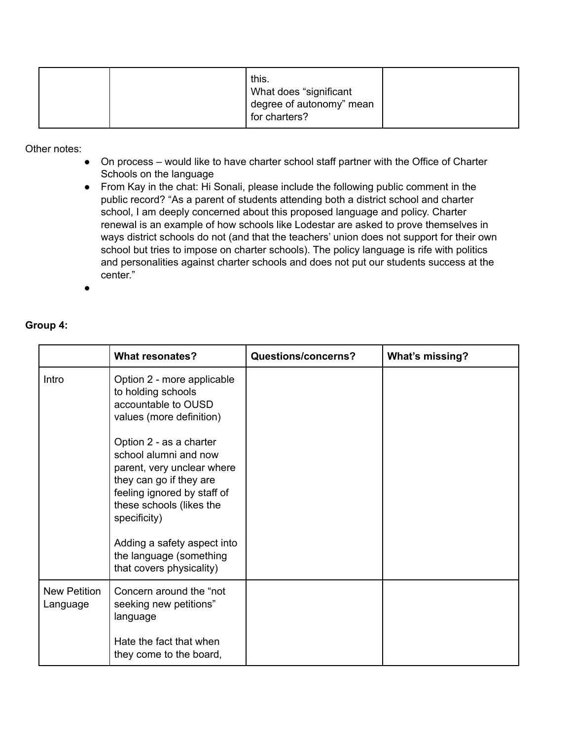| | | this.<br>What does “significant degree of autonomy” mean for charters? | |
|---|---|---|---|

Other notes:

- On process – would like to have charter school staff partner with the Office of Charter Schools on the language
- From Kay in the chat: Hi Sonali, please include the following public comment in the public record? “As a parent of students attending both a district school and charter school, I am deeply concerned about this proposed language and policy. Charter renewal is an example of how schools like Lodestar are asked to prove themselves in ways district schools do not (and that the teachers' union does not support for their own school but tries to impose on charter schools). The policy language is rife with politics and personalities against charter schools and does not put our students success at the center.”
- 

**Group 4:**

| | What resonates? | Questions/concerns? | What's missing? |
|---|---|---|---|
| Intro | Option 2 - more applicable to holding schools accountable to OUSD values (more definition)<br><br>Option 2 - as a charter school alumni and now parent, very unclear where they can go if they are feeling ignored by staff of these schools (likes the specificity)<br><br>Adding a safety aspect into the language (something that covers physicality) | | |
| New Petition Language | Concern around the “not seeking new petitions” language<br><br>Hate the fact that when they come to the board, | | |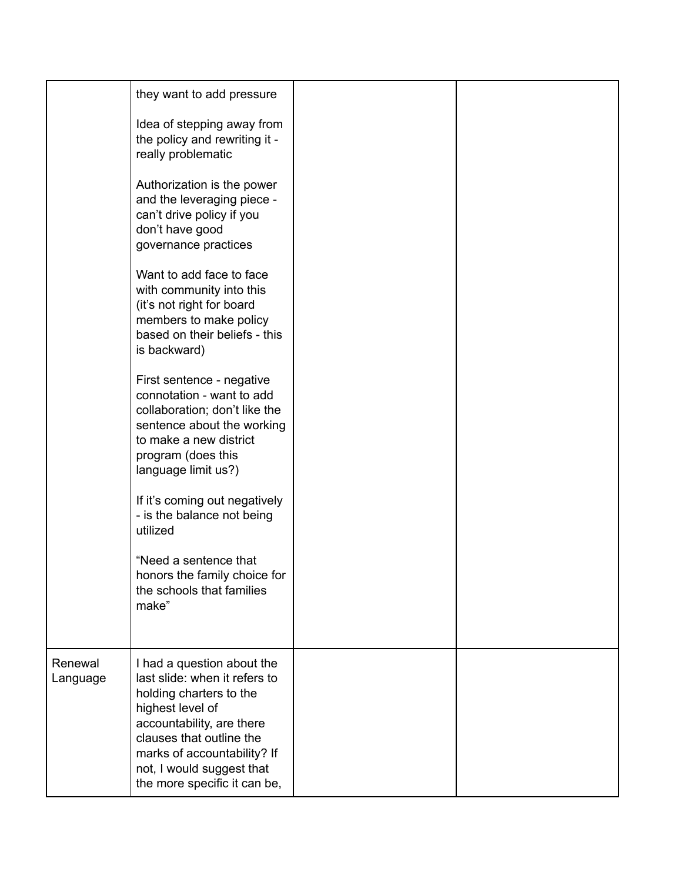| | | | |
|---|---|---|---|
| | they want to add pressure<br><br>Idea of stepping away from the policy and rewriting it - really problematic<br><br>Authorization is the power and the leveraging piece - can't drive policy if you don't have good governance practices<br><br>Want to add face to face with community into this (it's not right for board members to make policy based on their beliefs - this is backward)<br><br>First sentence - negative connotation - want to add collaboration; don't like the sentence about the working to make a new district program (does this language limit us?)<br><br>If it's coming out negatively - is the balance not being utilized<br><br>"Need a sentence that honors the family choice for the schools that families make" | | |
| Renewal Language | I had a question about the last slide: when it refers to holding charters to the highest level of accountability, are there clauses that outline the marks of accountability? If not, I would suggest that the more specific it can be, | | |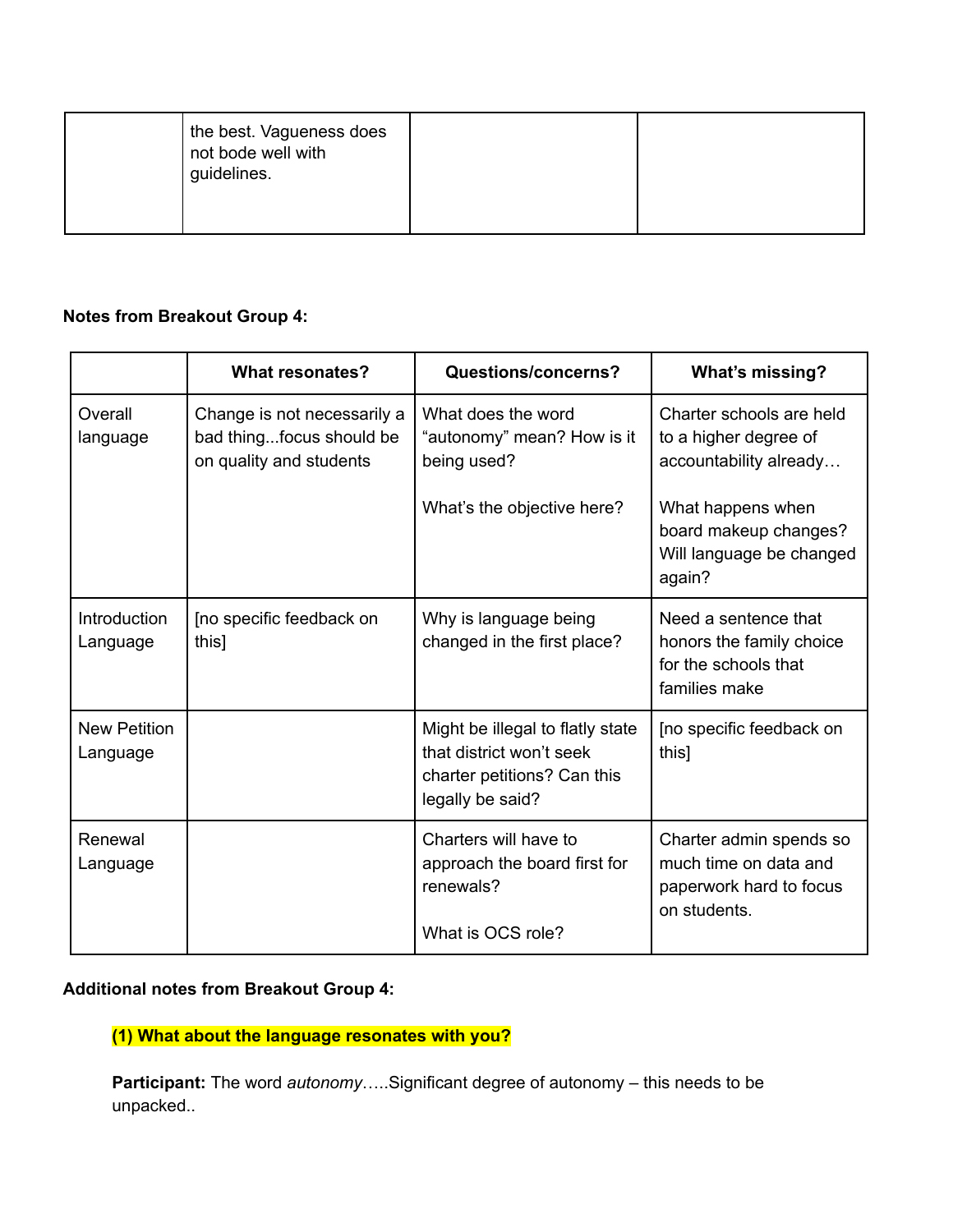| | | | |
|---|---|---|---|
| | the best. Vagueness does not bode well with guidelines. | | |

**Notes from Breakout Group 4:**

| | What resonates? | Questions/concerns? | What's missing? |
|---|---|---|---|
| Overall language | Change is not necessarily a bad thing...focus should be on quality and students | What does the word "autonomy" mean? How is it being used?<br><br>What's the objective here? | Charter schools are held to a higher degree of accountability already…<br><br>What happens when board makeup changes? Will language be changed again? |
| Introduction Language | [no specific feedback on this] | Why is language being changed in the first place? | Need a sentence that honors the family choice for the schools that families make |
| New Petition Language | | Might be illegal to flatly state that district won't seek charter petitions? Can this legally be said? | [no specific feedback on this] |
| Renewal Language | | Charters will have to approach the board first for renewals?<br><br>What is OCS role? | Charter admin spends so much time on data and paperwork hard to focus on students. |

**Additional notes from Breakout Group 4:**

**(1) What about the language resonates with you?**

**Participant:** The word *autonomy*…..Significant degree of autonomy – this needs to be unpacked..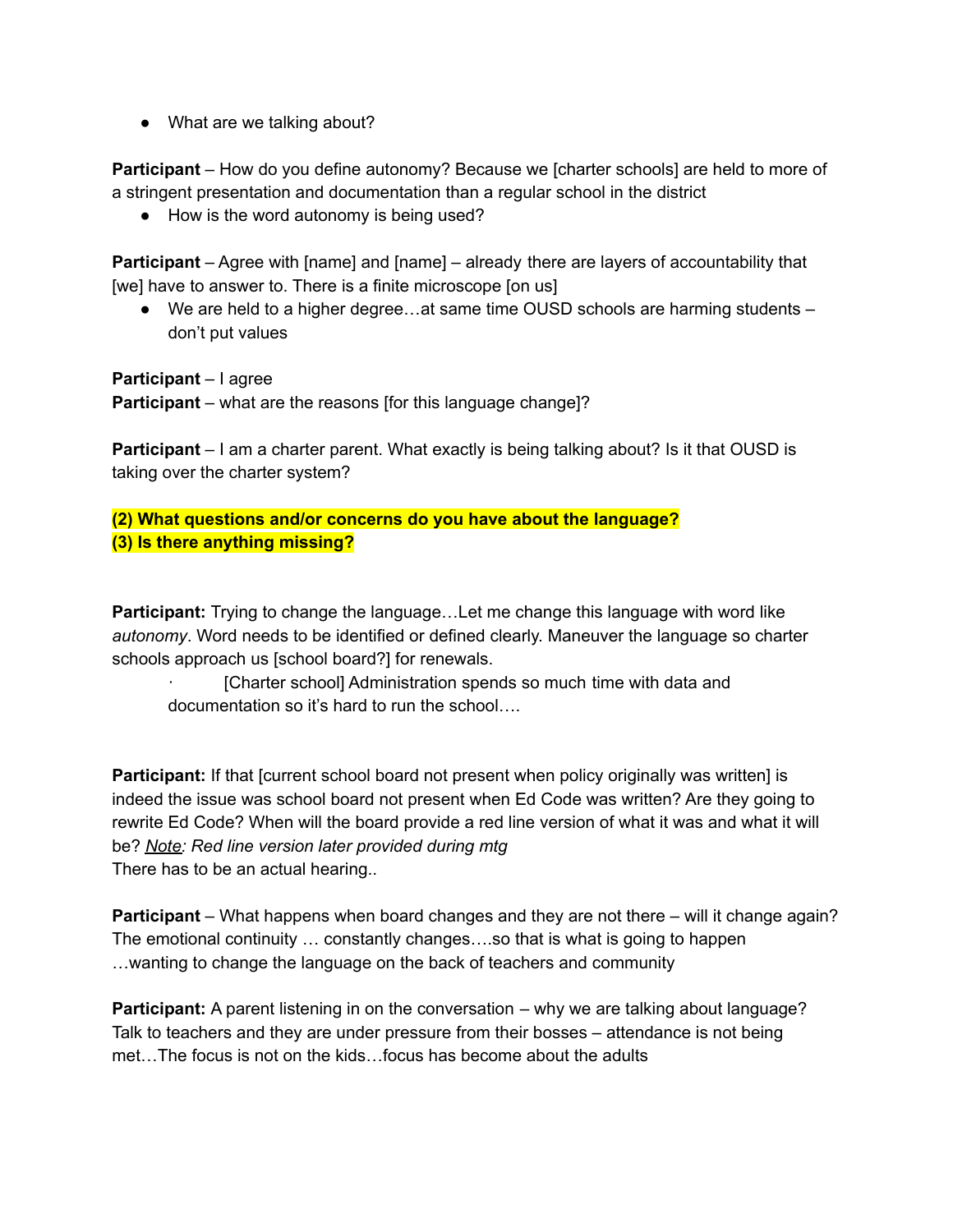- What are we talking about?

**Participant** – How do you define autonomy? Because we [charter schools] are held to more of a stringent presentation and documentation than a regular school in the district

- How is the word autonomy is being used?

**Participant** – Agree with [name] and [name] – already there are layers of accountability that [we] have to answer to. There is a finite microscope [on us]

- We are held to a higher degree…at same time OUSD schools are harming students – don't put values

**Participant** – I agree
**Participant** – what are the reasons [for this language change]?

**Participant** – I am a charter parent. What exactly is being talking about? Is it that OUSD is taking over the charter system?

**(2) What questions and/or concerns do you have about the language?**
**(3) Is there anything missing?**

**Participant:** Trying to change the language…Let me change this language with word like *autonomy*. Word needs to be identified or defined clearly. Maneuver the language so charter schools approach us [school board?] for renewals.

- [Charter school] Administration spends so much time with data and documentation so it's hard to run the school….

**Participant:** If that [current school board not present when policy originally was written] is indeed the issue was school board not present when Ed Code was written? Are they going to rewrite Ed Code? When will the board provide a red line version of what it was and what it will be? _Note_: *Red line version later provided during mtg*
There has to be an actual hearing..

**Participant** – What happens when board changes and they are not there – will it change again? The emotional continuity … constantly changes….so that is what is going to happen …wanting to change the language on the back of teachers and community

**Participant:** A parent listening in on the conversation – why we are talking about language? Talk to teachers and they are under pressure from their bosses – attendance is not being met…The focus is not on the kids…focus has become about the adults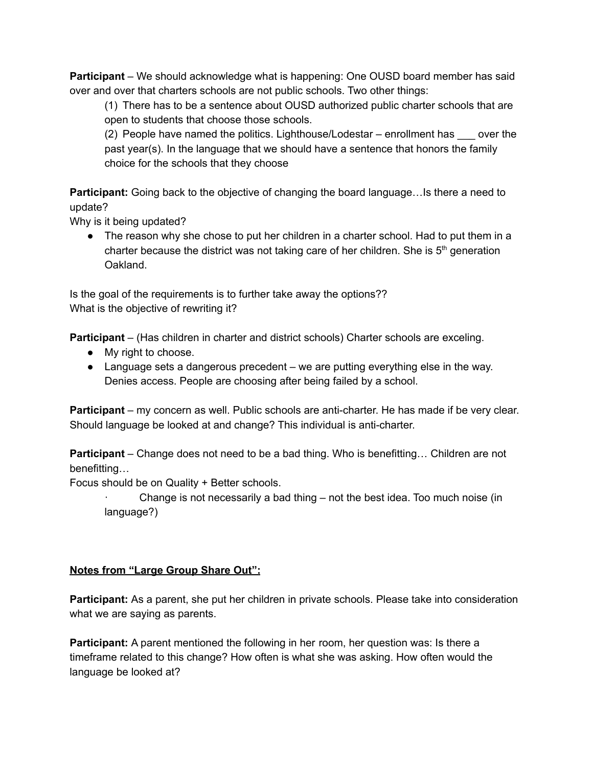**Participant** – We should acknowledge what is happening: One OUSD board member has said over and over that charters schools are not public schools. Two other things:

(1) There has to be a sentence about OUSD authorized public charter schools that are open to students that choose those schools.

(2) People have named the politics. Lighthouse/Lodestar – enrollment has ___ over the past year(s). In the language that we should have a sentence that honors the family choice for the schools that they choose

**Participant:** Going back to the objective of changing the board language…Is there a need to update?

Why is it being updated?

- The reason why she chose to put her children in a charter school. Had to put them in a charter because the district was not taking care of her children. She is 5th generation Oakland.

Is the goal of the requirements is to further take away the options??

What is the objective of rewriting it?

**Participant** – (Has children in charter and district schools) Charter schools are exceling.

- My right to choose.
- Language sets a dangerous precedent – we are putting everything else in the way. Denies access. People are choosing after being failed by a school.

**Participant** – my concern as well. Public schools are anti-charter. He has made if be very clear. Should language be looked at and change? This individual is anti-charter.

**Participant** – Change does not need to be a bad thing. Who is benefitting… Children are not benefitting…

Focus should be on Quality + Better schools.

- Change is not necessarily a bad thing – not the best idea. Too much noise (in language?)

**<u>Notes from "Large Group Share Out":</u>**

**Participant:** As a parent, she put her children in private schools. Please take into consideration what we are saying as parents.

**Participant:** A parent mentioned the following in her room, her question was: Is there a timeframe related to this change? How often is what she was asking. How often would the language be looked at?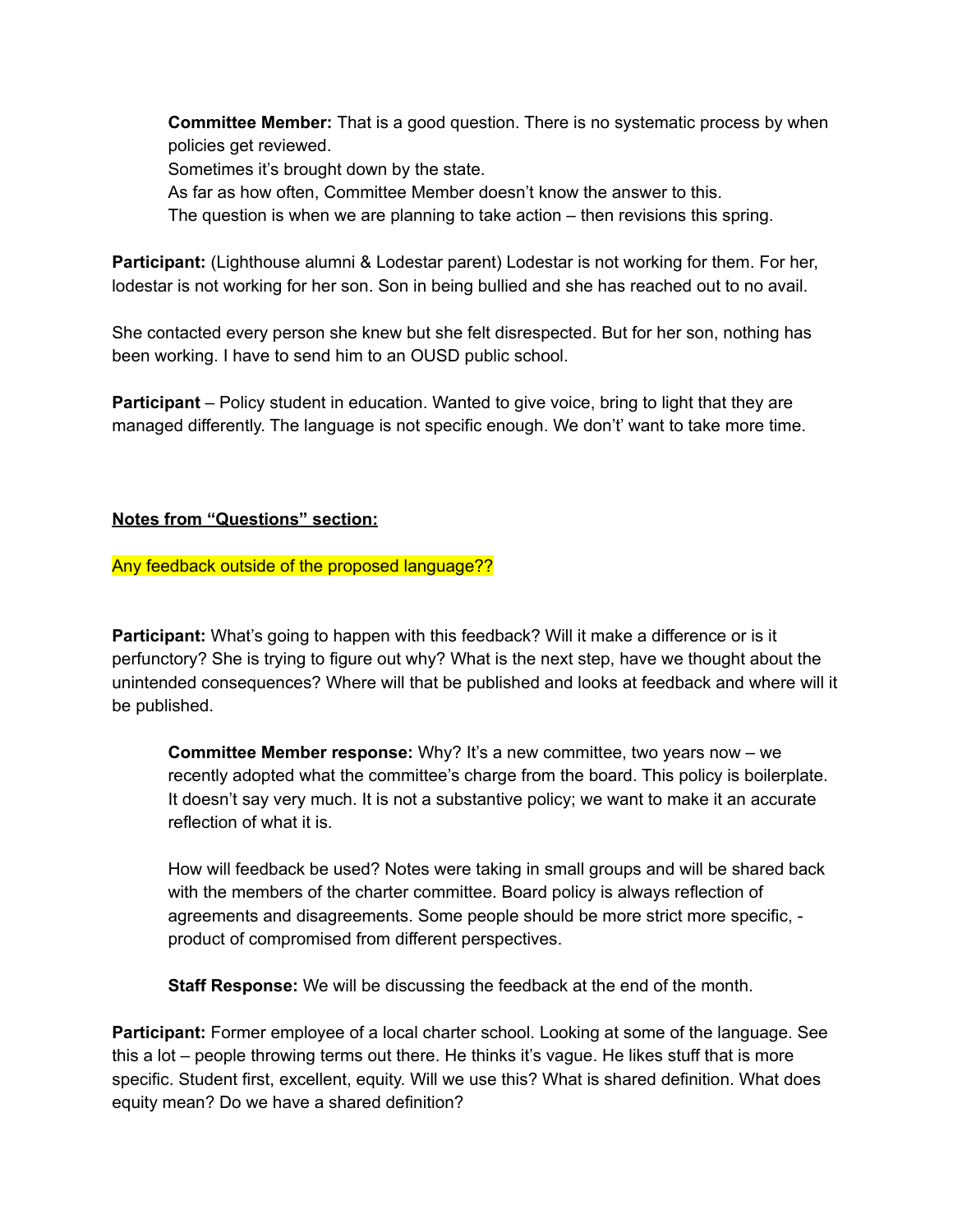**Committee Member:** That is a good question. There is no systematic process by when policies get reviewed.
Sometimes it's brought down by the state.
As far as how often, Committee Member doesn't know the answer to this.
The question is when we are planning to take action – then revisions this spring.

**Participant:** (Lighthouse alumni & Lodestar parent) Lodestar is not working for them. For her, lodestar is not working for her son. Son in being bullied and she has reached out to no avail.

She contacted every person she knew but she felt disrespected. But for her son, nothing has been working. I have to send him to an OUSD public school.

**Participant** – Policy student in education. Wanted to give voice, bring to light that they are managed differently. The language is not specific enough. We don't' want to take more time.

**<u>Notes from "Questions" section:</u>**

Any feedback outside of the proposed language??

**Participant:** What's going to happen with this feedback? Will it make a difference or is it perfunctory? She is trying to figure out why? What is the next step, have we thought about the unintended consequences? Where will that be published and looks at feedback and where will it be published.

**Committee Member response:** Why? It's a new committee, two years now – we recently adopted what the committee's charge from the board. This policy is boilerplate. It doesn't say very much. It is not a substantive policy; we want to make it an accurate reflection of what it is.

How will feedback be used? Notes were taking in small groups and will be shared back with the members of the charter committee. Board policy is always reflection of agreements and disagreements. Some people should be more strict more specific, - product of compromised from different perspectives.

**Staff Response:** We will be discussing the feedback at the end of the month.

**Participant:** Former employee of a local charter school. Looking at some of the language. See this a lot – people throwing terms out there. He thinks it's vague. He likes stuff that is more specific. Student first, excellent, equity. Will we use this? What is shared definition. What does equity mean? Do we have a shared definition?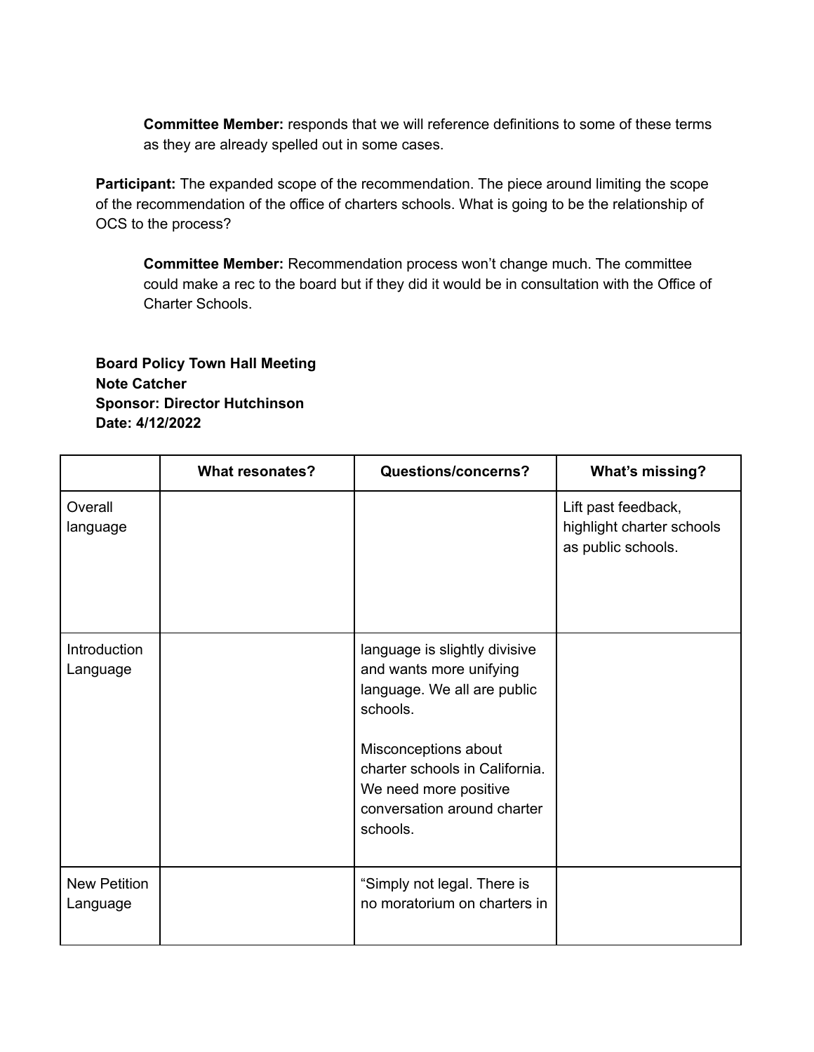> **Committee Member:** responds that we will reference definitions to some of these terms as they are already spelled out in some cases.

**Participant:** The expanded scope of the recommendation. The piece around limiting the scope of the recommendation of the office of charters schools. What is going to be the relationship of OCS to the process?

> **Committee Member:** Recommendation process won't change much. The committee could make a rec to the board but if they did it would be in consultation with the Office of Charter Schools.

**Board Policy Town Hall Meeting**
**Note Catcher**
**Sponsor: Director Hutchinson**
**Date: 4/12/2022**

| | What resonates? | Questions/concerns? | What's missing? |
|---|---|---|---|
| Overall language | | | Lift past feedback, highlight charter schools as public schools. |
| Introduction Language | | language is slightly divisive and wants more unifying language. We all are public schools.<br><br>Misconceptions about charter schools in California. We need more positive conversation around charter schools. | |
| New Petition Language | | "Simply not legal. There is no moratorium on charters in | |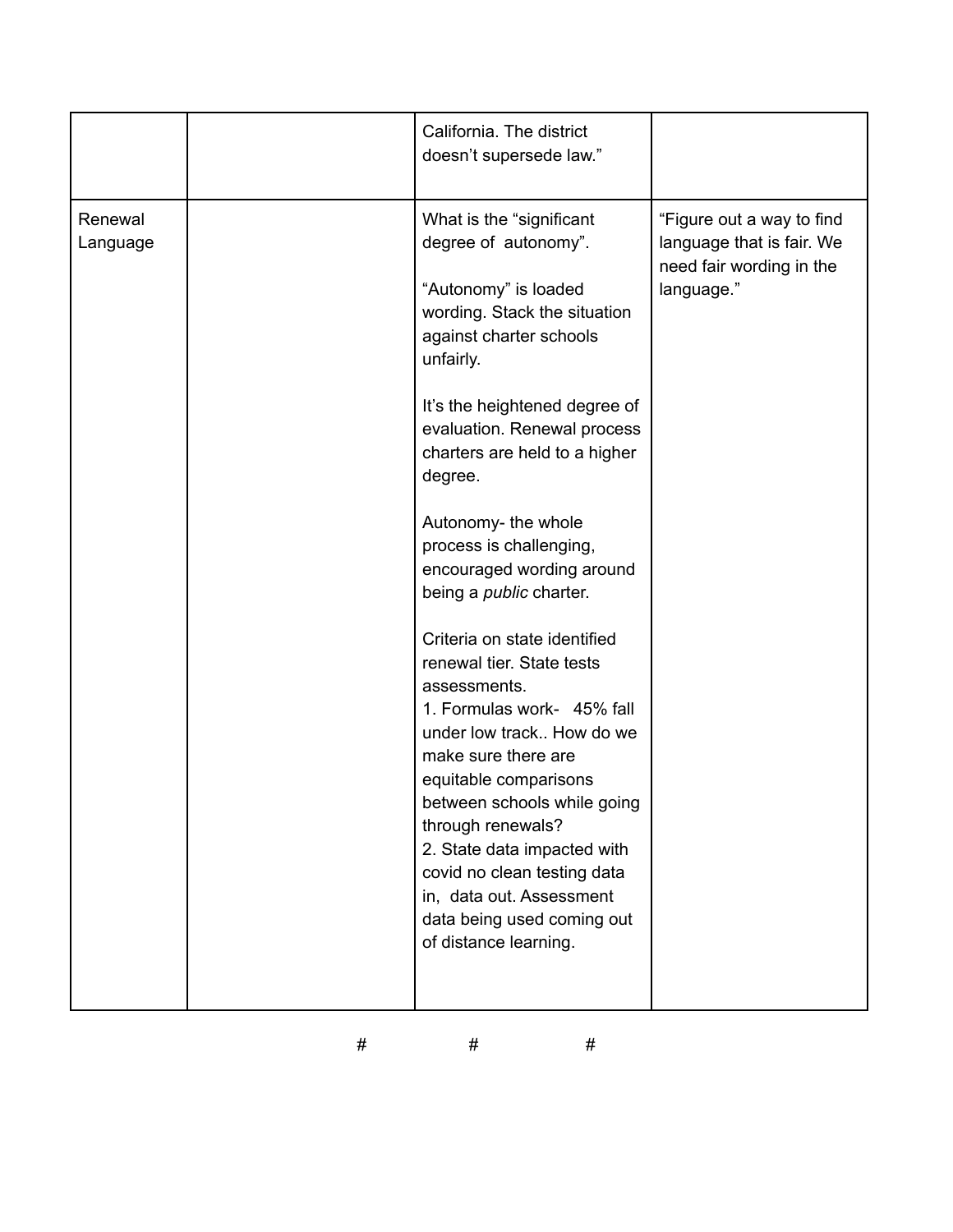| | | | |
|---|---|---|---|
| | | California. The district doesn't supersede law." | |
| Renewal Language | | What is the "significant degree of autonomy".<br><br>"Autonomy" is loaded wording. Stack the situation against charter schools unfairly.<br><br>It's the heightened degree of evaluation. Renewal process charters are held to a higher degree.<br><br>Autonomy- the whole process is challenging, encouraged wording around being a *public* charter.<br><br>Criteria on state identified renewal tier. State tests assessments.<br>1. Formulas work- 45% fall under low track.. How do we make sure there are equitable comparisons between schools while going through renewals?<br>2. State data impacted with covid no clean testing data in, data out. Assessment data being used coming out of distance learning. | "Figure out a way to find language that is fair. We need fair wording in the language." |

# # #